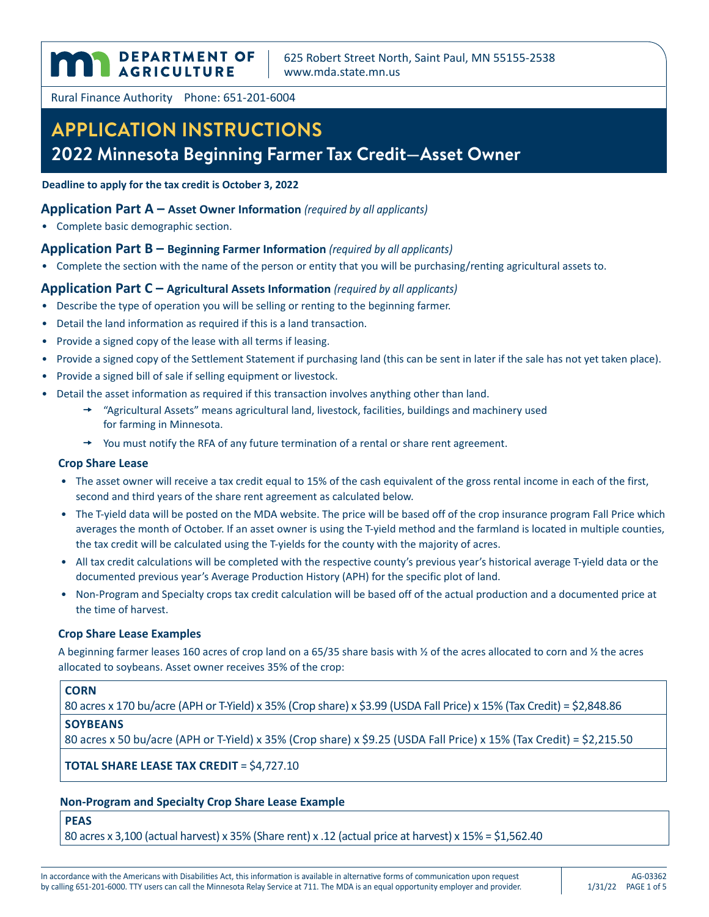**DEPARTMENT OF AGRICULTURE**

625 Robert Street North, Saint Paul, MN 55155-2538
www.mda.state.mn.us

Rural Finance Authority Phone: 651-201-6004

# APPLICATION INSTRUCTIONS

## 2022 Minnesota Beginning Farmer Tax Credit—Asset Owner

**Deadline to apply for the tax credit is October 3, 2022**

### Application Part A – Asset Owner Information *(required by all applicants)*

- Complete basic demographic section.

### Application Part B – Beginning Farmer Information *(required by all applicants)*

- Complete the section with the name of the person or entity that you will be purchasing/renting agricultural assets to.

### Application Part C – Agricultural Assets Information *(required by all applicants)*

- Describe the type of operation you will be selling or renting to the beginning farmer.
- Detail the land information as required if this is a land transaction.
- Provide a signed copy of the lease with all terms if leasing.
- Provide a signed copy of the Settlement Statement if purchasing land (this can be sent in later if the sale has not yet taken place).
- Provide a signed bill of sale if selling equipment or livestock.
- Detail the asset information as required if this transaction involves anything other than land.
  - → "Agricultural Assets" means agricultural land, livestock, facilities, buildings and machinery used for farming in Minnesota.
  - → You must notify the RFA of any future termination of a rental or share rent agreement.

#### Crop Share Lease

- The asset owner will receive a tax credit equal to 15% of the cash equivalent of the gross rental income in each of the first, second and third years of the share rent agreement as calculated below.
- The T-yield data will be posted on the MDA website. The price will be based off of the crop insurance program Fall Price which averages the month of October. If an asset owner is using the T-yield method and the farmland is located in multiple counties, the tax credit will be calculated using the T-yields for the county with the majority of acres.
- All tax credit calculations will be completed with the respective county's previous year's historical average T-yield data or the documented previous year's Average Production History (APH) for the specific plot of land.
- Non-Program and Specialty crops tax credit calculation will be based off of the actual production and a documented price at the time of harvest.

#### Crop Share Lease Examples

A beginning farmer leases 160 acres of crop land on a 65/35 share basis with ½ of the acres allocated to corn and ½ the acres allocated to soybeans. Asset owner receives 35% of the crop:

| **CORN** |
|---|
| 80 acres x 170 bu/acre (APH or T-Yield) x 35% (Crop share) x $3.99 (USDA Fall Price) x 15% (Tax Credit) = $2,848.86 |
| **SOYBEANS** |
| 80 acres x 50 bu/acre (APH or T-Yield) x 35% (Crop share) x $9.25 (USDA Fall Price) x 15% (Tax Credit) = $2,215.50 |
| **TOTAL SHARE LEASE TAX CREDIT** = $4,727.10 |

#### Non-Program and Specialty Crop Share Lease Example

| **PEAS** |
|---|
| 80 acres x 3,100 (actual harvest) x 35% (Share rent) x .12 (actual price at harvest) x 15% = $1,562.40 |

In accordance with the Americans with Disabilities Act, this information is available in alternative forms of communication upon request by calling 651-201-6000. TTY users can call the Minnesota Relay Service at 711. The MDA is an equal opportunity employer and provider.

AG-03362 1/31/22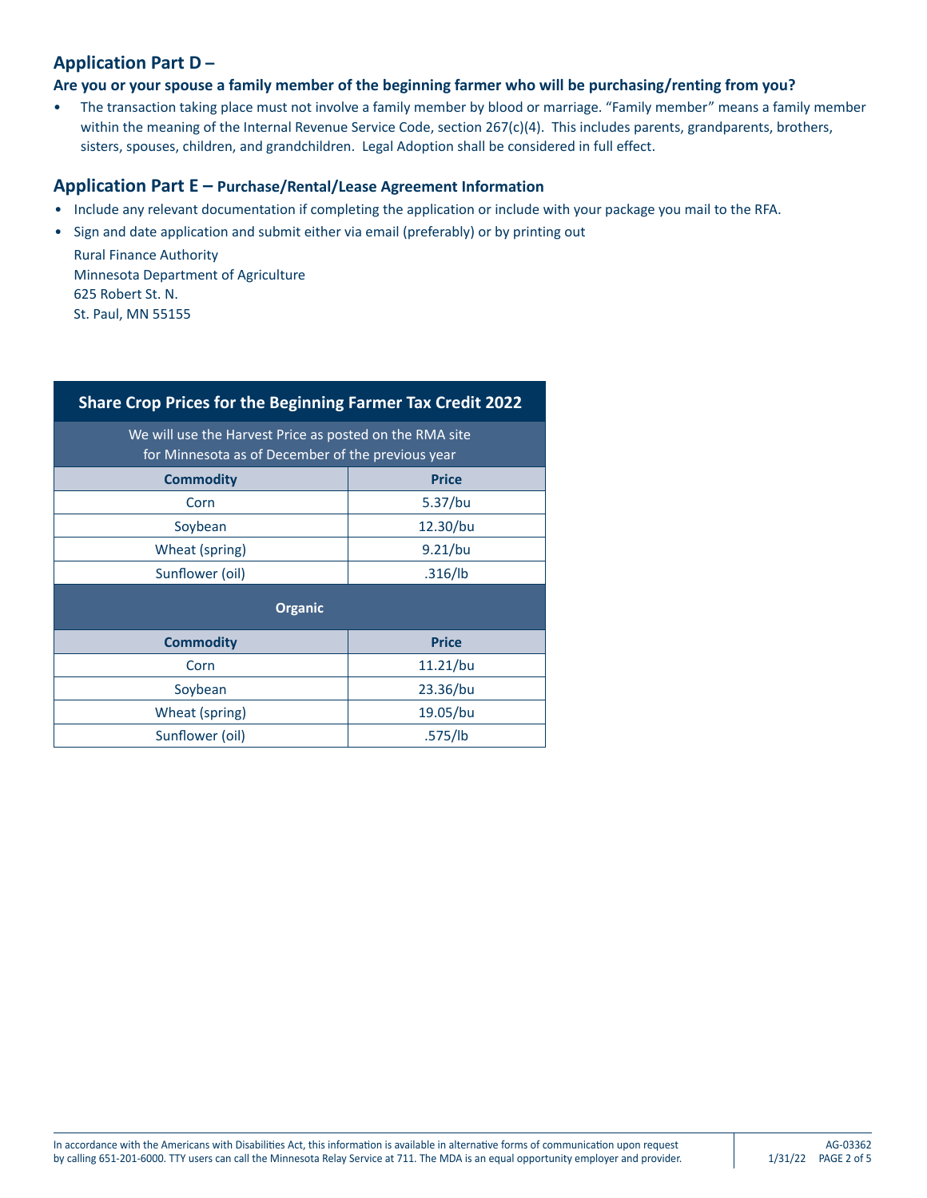## Application Part D –

**Are you or your spouse a family member of the beginning farmer who will be purchasing/renting from you?**

- The transaction taking place must not involve a family member by blood or marriage. "Family member" means a family member within the meaning of the Internal Revenue Service Code, section 267(c)(4). This includes parents, grandparents, brothers, sisters, spouses, children, and grandchildren. Legal Adoption shall be considered in full effect.

## Application Part E – Purchase/Rental/Lease Agreement Information

- Include any relevant documentation if completing the application or include with your package you mail to the RFA.
- Sign and date application and submit either via email (preferably) or by printing out

  Rural Finance Authority
  Minnesota Department of Agriculture
  625 Robert St. N.
  St. Paul, MN 55155

| Share Crop Prices for the Beginning Farmer Tax Credit 2022 | |
|---|---|
| We will use the Harvest Price as posted on the RMA site for Minnesota as of December of the previous year | |
| **Commodity** | **Price** |
| Corn | 5.37/bu |
| Soybean | 12.30/bu |
| Wheat (spring) | 9.21/bu |
| Sunflower (oil) | .316/lb |
| **Organic** | |
| **Commodity** | **Price** |
| Corn | 11.21/bu |
| Soybean | 23.36/bu |
| Wheat (spring) | 19.05/bu |
| Sunflower (oil) | .575/lb |

In accordance with the Americans with Disabilities Act, this information is available in alternative forms of communication upon request by calling 651-201-6000. TTY users can call the Minnesota Relay Service at 711. The MDA is an equal opportunity employer and provider.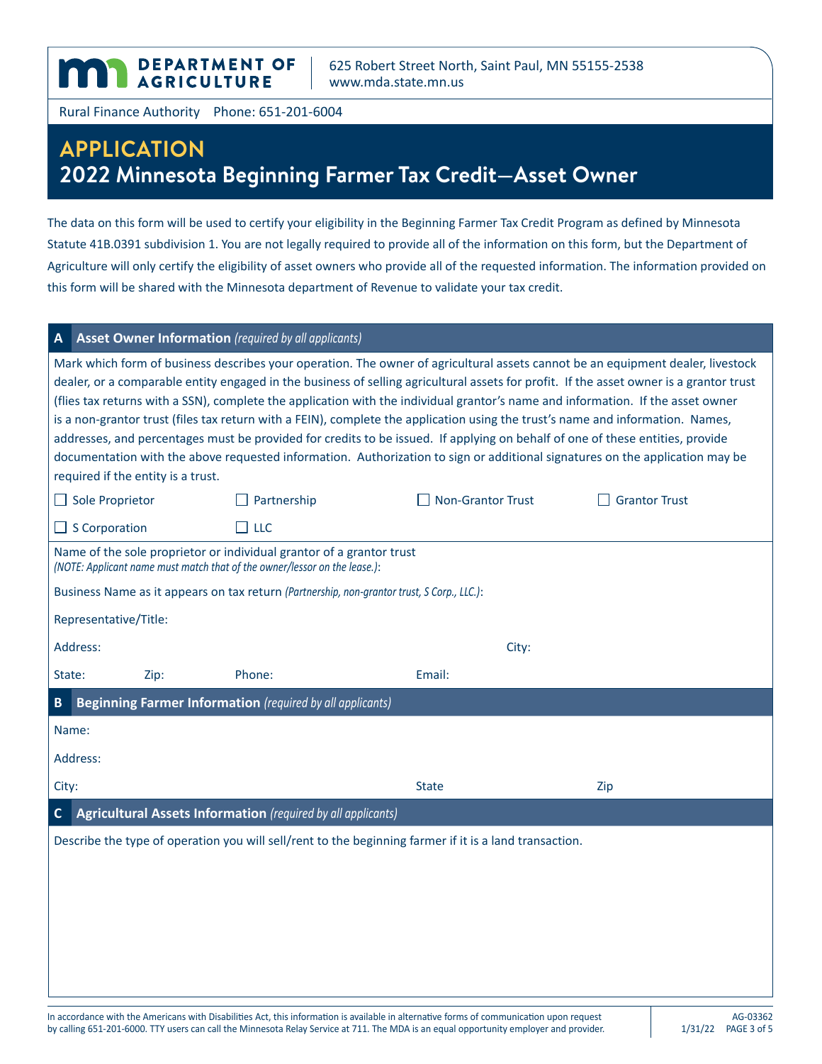DEPARTMENT OF AGRICULTURE

625 Robert Street North, Saint Paul, MN 55155-2538
www.mda.state.mn.us

Rural Finance Authority  Phone: 651-201-6004

# APPLICATION
## 2022 Minnesota Beginning Farmer Tax Credit—Asset Owner

The data on this form will be used to certify your eligibility in the Beginning Farmer Tax Credit Program as defined by Minnesota Statute 41B.0391 subdivision 1. You are not legally required to provide all of the information on this form, but the Department of Agriculture will only certify the eligibility of asset owners who provide all of the requested information. The information provided on this form will be shared with the Minnesota department of Revenue to validate your tax credit.

### A  Asset Owner Information *(required by all applicants)*

Mark which form of business describes your operation. The owner of agricultural assets cannot be an equipment dealer, livestock dealer, or a comparable entity engaged in the business of selling agricultural assets for profit. If the asset owner is a grantor trust (files tax returns with a SSN), complete the application with the individual grantor's name and information. If the asset owner is a non-grantor trust (files tax return with a FEIN), complete the application using the trust's name and information. Names, addresses, and percentages must be provided for credits to be issued. If applying on behalf of one of these entities, provide documentation with the above requested information. Authorization to sign or additional signatures on the application may be required if the entity is a trust.

☐ Sole Proprietor ☐ Partnership ☐ Non-Grantor Trust ☐ Grantor Trust

☐ S Corporation ☐ LLC

Name of the sole proprietor or individual grantor of a grantor trust
*(NOTE: Applicant name must match that of the owner/lessor on the lease.)*:

Business Name as it appears on tax return *(Partnership, non-grantor trust, S Corp., LLC.)*:

Representative/Title:

Address: City:

State: Zip: Phone: Email:

### B  Beginning Farmer Information *(required by all applicants)*

Name:

Address:

City: State Zip

### C  Agricultural Assets Information *(required by all applicants)*

Describe the type of operation you will sell/rent to the beginning farmer if it is a land transaction.

In accordance with the Americans with Disabilities Act, this information is available in alternative forms of communication upon request by calling 651-201-6000. TTY users can call the Minnesota Relay Service at 711. The MDA is an equal opportunity employer and provider.

AG-03362
1/31/22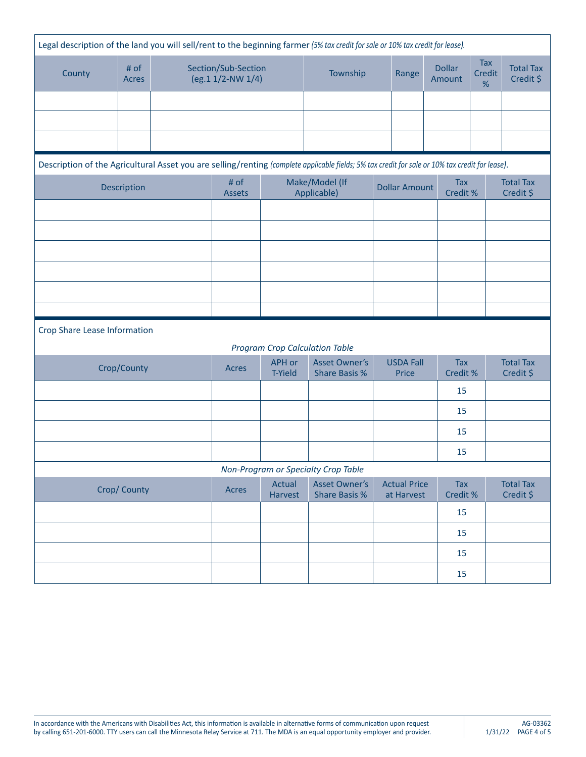Legal description of the land you will sell/rent to the beginning farmer *(5% tax credit for sale or 10% tax credit for lease).*

| County | # of Acres | Section/Sub-Section (eg.1 1/2-NW 1/4) | Township | Range | Dollar Amount | Tax Credit % | Total Tax Credit $ |
|---|---|---|---|---|---|---|---|
| | | | | | | | |
| | | | | | | | |
| | | | | | | | |

Description of the Agricultural Asset you are selling/renting *(complete applicable fields; 5% tax credit for sale or 10% tax credit for lease)*.

| Description | # of Assets | Make/Model (If Applicable) | Dollar Amount | Tax Credit % | Total Tax Credit $ |
|---|---|---|---|---|---|
| | | | | | |
| | | | | | |
| | | | | | |
| | | | | | |
| | | | | | |
| | | | | | |

Crop Share Lease Information

*Program Crop Calculation Table*

| Crop/County | Acres | APH or T-Yield | Asset Owner's Share Basis % | USDA Fall Price | Tax Credit % | Total Tax Credit $ |
|---|---|---|---|---|---|---|
| | | | | | 15 | |
| | | | | | 15 | |
| | | | | | 15 | |
| | | | | | 15 | |

*Non-Program or Specialty Crop Table*

| Crop/ County | Acres | Actual Harvest | Asset Owner's Share Basis % | Actual Price at Harvest | Tax Credit % | Total Tax Credit $ |
|---|---|---|---|---|---|---|
| | | | | | 15 | |
| | | | | | 15 | |
| | | | | | 15 | |
| | | | | | 15 | |

In accordance with the Americans with Disabilities Act, this information is available in alternative forms of communication upon request by calling 651-201-6000. TTY users can call the Minnesota Relay Service at 711. The MDA is an equal opportunity employer and provider.

AG-03362 1/31/22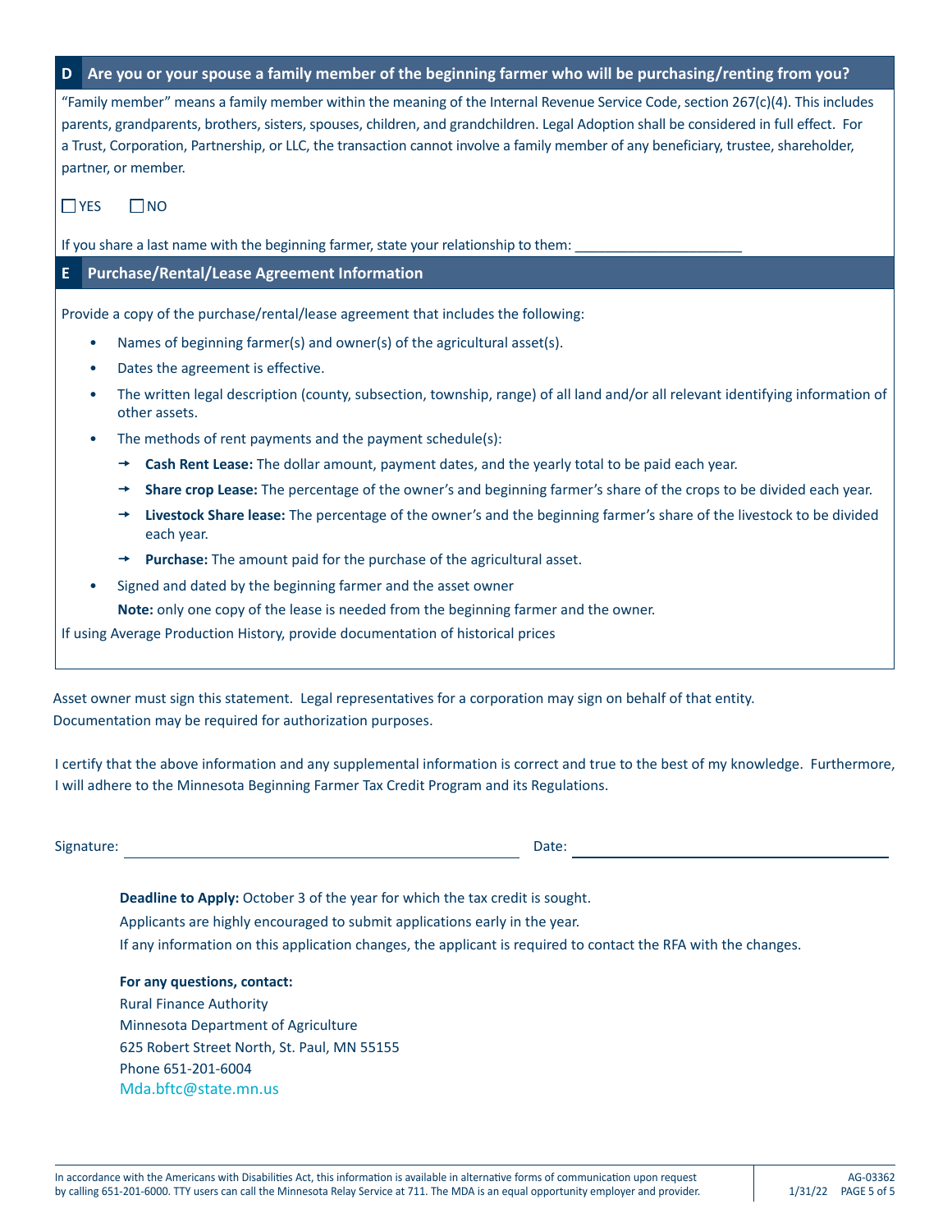## D Are you or your spouse a family member of the beginning farmer who will be purchasing/renting from you?

"Family member" means a family member within the meaning of the Internal Revenue Service Code, section 267(c)(4). This includes parents, grandparents, brothers, sisters, spouses, children, and grandchildren. Legal Adoption shall be considered in full effect. For a Trust, Corporation, Partnership, or LLC, the transaction cannot involve a family member of any beneficiary, trustee, shareholder, partner, or member.

☐ YES ☐ NO

If you share a last name with the beginning farmer, state your relationship to them: ______________________

## E Purchase/Rental/Lease Agreement Information

Provide a copy of the purchase/rental/lease agreement that includes the following:

- Names of beginning farmer(s) and owner(s) of the agricultural asset(s).
- Dates the agreement is effective.
- The written legal description (county, subsection, township, range) of all land and/or all relevant identifying information of other assets.
- The methods of rent payments and the payment schedule(s):
  - **Cash Rent Lease:** The dollar amount, payment dates, and the yearly total to be paid each year.
  - **Share crop Lease:** The percentage of the owner's and beginning farmer's share of the crops to be divided each year.
  - **Livestock Share lease:** The percentage of the owner's and the beginning farmer's share of the livestock to be divided each year.
  - **Purchase:** The amount paid for the purchase of the agricultural asset.
- Signed and dated by the beginning farmer and the asset owner

  **Note:** only one copy of the lease is needed from the beginning farmer and the owner.

If using Average Production History, provide documentation of historical prices

Asset owner must sign this statement. Legal representatives for a corporation may sign on behalf of that entity. Documentation may be required for authorization purposes.

I certify that the above information and any supplemental information is correct and true to the best of my knowledge. Furthermore, I will adhere to the Minnesota Beginning Farmer Tax Credit Program and its Regulations.

Signature: ______________________________ Date: ______________________________

**Deadline to Apply:** October 3 of the year for which the tax credit is sought.

Applicants are highly encouraged to submit applications early in the year.

If any information on this application changes, the applicant is required to contact the RFA with the changes.

**For any questions, contact:**

Rural Finance Authority
Minnesota Department of Agriculture
625 Robert Street North, St. Paul, MN 55155
Phone 651-201-6004
Mda.bftc@state.mn.us

In accordance with the Americans with Disabilities Act, this information is available in alternative forms of communication upon request by calling 651-201-6000. TTY users can call the Minnesota Relay Service at 711. The MDA is an equal opportunity employer and provider.

AG-03362
1/31/22